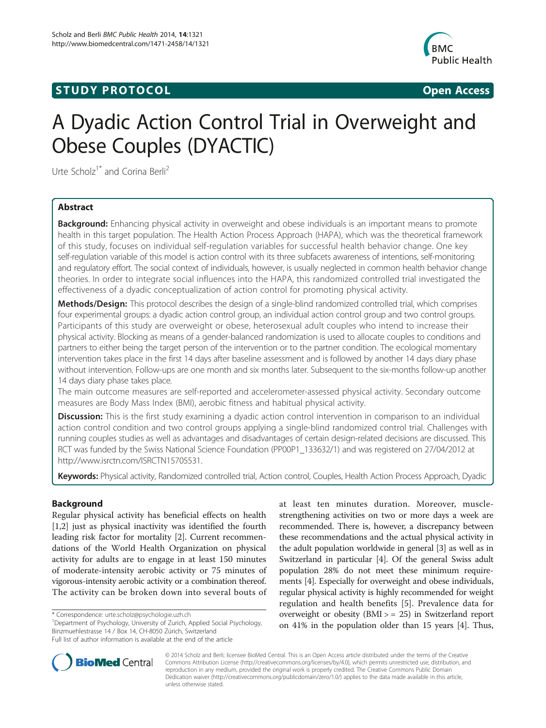STUDY PROTOCOL Open Access

# A Dyadic Action Control Trial in Overweight and Obese Couples (DYACTIC)

Urte Scholz[1*] and Corina Berli[2]

## Abstract

**Background:** Enhancing physical activity in overweight and obese individuals is an important means to promote health in this target population. The Health Action Process Approach (HAPA), which was the theoretical framework of this study, focuses on individual self-regulation variables for successful health behavior change. One key self-regulation variable of this model is action control with its three subfacets awareness of intentions, self-monitoring and regulatory effort. The social context of individuals, however, is usually neglected in common health behavior change theories. In order to integrate social influences into the HAPA, this randomized controlled trial investigated the effectiveness of a dyadic conceptualization of action control for promoting physical activity.

**Methods/Design:** This protocol describes the design of a single-blind randomized controlled trial, which comprises four experimental groups: a dyadic action control group, an individual action control group and two control groups. Participants of this study are overweight or obese, heterosexual adult couples who intend to increase their physical activity. Blocking as means of a gender-balanced randomization is used to allocate couples to conditions and partners to either being the target person of the intervention or to the partner condition. The ecological momentary intervention takes place in the first 14 days after baseline assessment and is followed by another 14 days diary phase without intervention. Follow-ups are one month and six months later. Subsequent to the six-months follow-up another 14 days diary phase takes place.

The main outcome measures are self-reported and accelerometer-assessed physical activity. Secondary outcome measures are Body Mass Index (BMI), aerobic fitness and habitual physical activity.

**Discussion:** This is the first study examining a dyadic action control intervention in comparison to an individual action control condition and two control groups applying a single-blind randomized control trial. Challenges with running couples studies as well as advantages and disadvantages of certain design-related decisions are discussed. This RCT was funded by the Swiss National Science Foundation (PP00P1_133632/1) and was registered on 27/04/2012 at http://www.isrctn.com/ISRCTN15705531.

**Keywords:** Physical activity, Randomized controlled trial, Action control, Couples, Health Action Process Approach, Dyadic

## Background

Regular physical activity has beneficial effects on health [1,2] just as physical inactivity was identified the fourth leading risk factor for mortality [2]. Current recommendations of the World Health Organization on physical activity for adults are to engage in at least 150 minutes of moderate-intensity aerobic activity or 75 minutes of vigorous-intensity aerobic activity or a combination thereof. The activity can be broken down into several bouts of at least ten minutes duration. Moreover, muscle-strengthening activities on two or more days a week are recommended. There is, however, a discrepancy between these recommendations and the actual physical activity in the adult population worldwide in general [3] as well as in Switzerland in particular [4]. Of the general Swiss adult population 28% do not meet these minimum requirements [4]. Especially for overweight and obese individuals, regular physical activity is highly recommended for weight regulation and health benefits [5]. Prevalence data for overweight or obesity (BMI > = 25) in Switzerland report on 41% in the population older than 15 years [4]. Thus,

\* Correspondence: urte.scholz@psychologie.uzh.ch
[1]Department of Psychology, University of Zurich, Applied Social Psychology, Binzmuehlestrasse 14 / Box 14, CH-8050 Zürich, Switzerland
Full list of author information is available at the end of the article

© 2014 Scholz and Berli; licensee BioMed Central. This is an Open Access article distributed under the terms of the Creative Commons Attribution License (http://creativecommons.org/licenses/by/4.0), which permits unrestricted use, distribution, and reproduction in any medium, provided the original work is properly credited. The Creative Commons Public Domain Dedication waiver (http://creativecommons.org/publicdomain/zero/1.0/) applies to the data made available in this article, unless otherwise stated.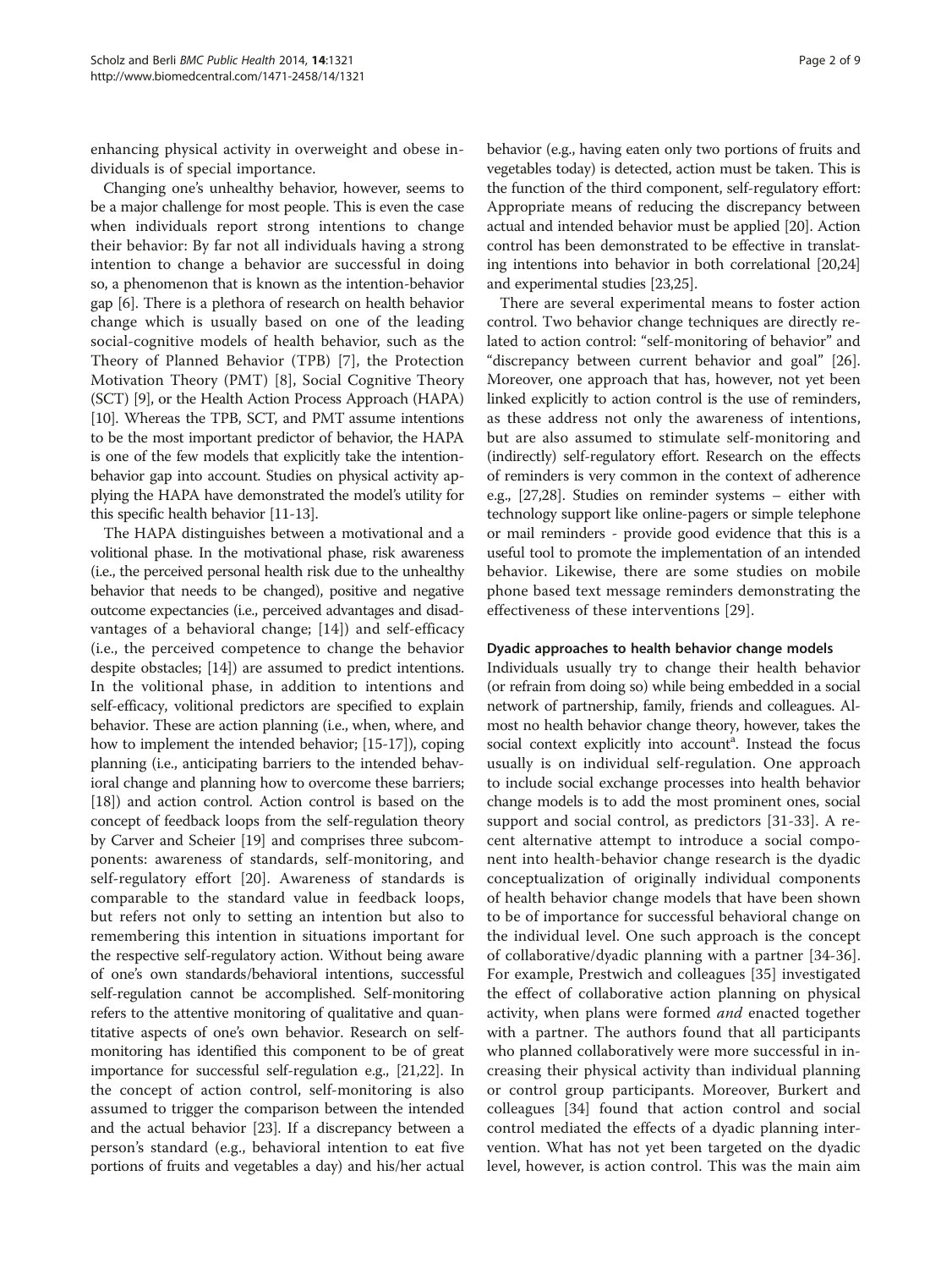enhancing physical activity in overweight and obese individuals is of special importance.

Changing one's unhealthy behavior, however, seems to be a major challenge for most people. This is even the case when individuals report strong intentions to change their behavior: By far not all individuals having a strong intention to change a behavior are successful in doing so, a phenomenon that is known as the intention-behavior gap [6]. There is a plethora of research on health behavior change which is usually based on one of the leading social-cognitive models of health behavior, such as the Theory of Planned Behavior (TPB) [7], the Protection Motivation Theory (PMT) [8], Social Cognitive Theory (SCT) [9], or the Health Action Process Approach (HAPA) [10]. Whereas the TPB, SCT, and PMT assume intentions to be the most important predictor of behavior, the HAPA is one of the few models that explicitly take the intention-behavior gap into account. Studies on physical activity applying the HAPA have demonstrated the model's utility for this specific health behavior [11-13].

The HAPA distinguishes between a motivational and a volitional phase. In the motivational phase, risk awareness (i.e., the perceived personal health risk due to the unhealthy behavior that needs to be changed), positive and negative outcome expectancies (i.e., perceived advantages and disadvantages of a behavioral change; [14]) and self-efficacy (i.e., the perceived competence to change the behavior despite obstacles; [14]) are assumed to predict intentions. In the volitional phase, in addition to intentions and self-efficacy, volitional predictors are specified to explain behavior. These are action planning (i.e., when, where, and how to implement the intended behavior; [15-17]), coping planning (i.e., anticipating barriers to the intended behavioral change and planning how to overcome these barriers; [18]) and action control. Action control is based on the concept of feedback loops from the self-regulation theory by Carver and Scheier [19] and comprises three subcomponents: awareness of standards, self-monitoring, and self-regulatory effort [20]. Awareness of standards is comparable to the standard value in feedback loops, but refers not only to setting an intention but also to remembering this intention in situations important for the respective self-regulatory action. Without being aware of one's own standards/behavioral intentions, successful self-regulation cannot be accomplished. Self-monitoring refers to the attentive monitoring of qualitative and quantitative aspects of one's own behavior. Research on self-monitoring has identified this component to be of great importance for successful self-regulation e.g., [21,22]. In the concept of action control, self-monitoring is also assumed to trigger the comparison between the intended and the actual behavior [23]. If a discrepancy between a person's standard (e.g., behavioral intention to eat five portions of fruits and vegetables a day) and his/her actual behavior (e.g., having eaten only two portions of fruits and vegetables today) is detected, action must be taken. This is the function of the third component, self-regulatory effort: Appropriate means of reducing the discrepancy between actual and intended behavior must be applied [20]. Action control has been demonstrated to be effective in translating intentions into behavior in both correlational [20,24] and experimental studies [23,25].

There are several experimental means to foster action control. Two behavior change techniques are directly related to action control: "self-monitoring of behavior" and "discrepancy between current behavior and goal" [26]. Moreover, one approach that has, however, not yet been linked explicitly to action control is the use of reminders, as these address not only the awareness of intentions, but are also assumed to stimulate self-monitoring and (indirectly) self-regulatory effort. Research on the effects of reminders is very common in the context of adherence e.g., [27,28]. Studies on reminder systems – either with technology support like online-pagers or simple telephone or mail reminders - provide good evidence that this is a useful tool to promote the implementation of an intended behavior. Likewise, there are some studies on mobile phone based text message reminders demonstrating the effectiveness of these interventions [29].

### Dyadic approaches to health behavior change models

Individuals usually try to change their health behavior (or refrain from doing so) while being embedded in a social network of partnership, family, friends and colleagues. Almost no health behavior change theory, however, takes the social context explicitly into account[a]. Instead the focus usually is on individual self-regulation. One approach to include social exchange processes into health behavior change models is to add the most prominent ones, social support and social control, as predictors [31-33]. A recent alternative attempt to introduce a social component into health-behavior change research is the dyadic conceptualization of originally individual components of health behavior change models that have been shown to be of importance for successful behavioral change on the individual level. One such approach is the concept of collaborative/dyadic planning with a partner [34-36]. For example, Prestwich and colleagues [35] investigated the effect of collaborative action planning on physical activity, when plans were formed *and* enacted together with a partner. The authors found that all participants who planned collaboratively were more successful in increasing their physical activity than individual planning or control group participants. Moreover, Burkert and colleagues [34] found that action control and social control mediated the effects of a dyadic planning intervention. What has not yet been targeted on the dyadic level, however, is action control. This was the main aim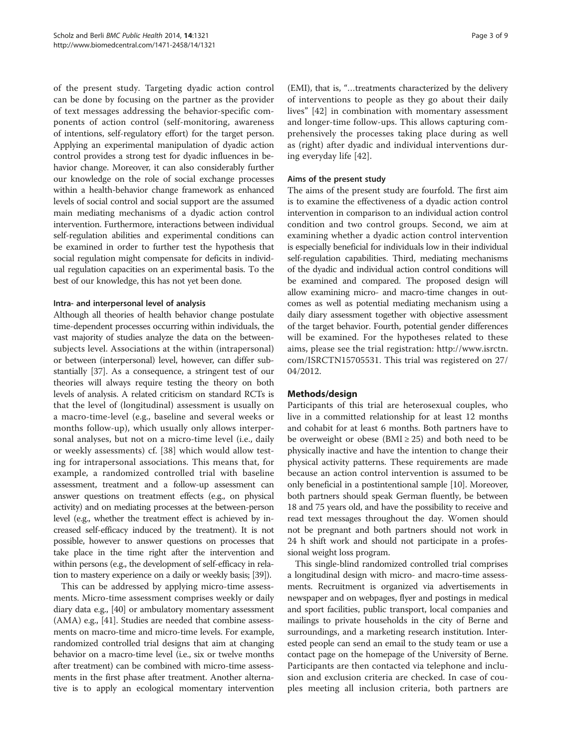of the present study. Targeting dyadic action control can be done by focusing on the partner as the provider of text messages addressing the behavior-specific components of action control (self-monitoring, awareness of intentions, self-regulatory effort) for the target person. Applying an experimental manipulation of dyadic action control provides a strong test for dyadic influences in behavior change. Moreover, it can also considerably further our knowledge on the role of social exchange processes within a health-behavior change framework as enhanced levels of social control and social support are the assumed main mediating mechanisms of a dyadic action control intervention. Furthermore, interactions between individual self-regulation abilities and experimental conditions can be examined in order to further test the hypothesis that social regulation might compensate for deficits in individual regulation capacities on an experimental basis. To the best of our knowledge, this has not yet been done.

#### Intra- and interpersonal level of analysis

Although all theories of health behavior change postulate time-dependent processes occurring within individuals, the vast majority of studies analyze the data on the between-subjects level. Associations at the within (intrapersonal) or between (interpersonal) level, however, can differ substantially [37]. As a consequence, a stringent test of our theories will always require testing the theory on both levels of analysis. A related criticism on standard RCTs is that the level of (longitudinal) assessment is usually on a macro-time-level (e.g., baseline and several weeks or months follow-up), which usually only allows interpersonal analyses, but not on a micro-time level (i.e., daily or weekly assessments) cf. [38] which would allow testing for intrapersonal associations. This means that, for example, a randomized controlled trial with baseline assessment, treatment and a follow-up assessment can answer questions on treatment effects (e.g., on physical activity) and on mediating processes at the between-person level (e.g., whether the treatment effect is achieved by increased self-efficacy induced by the treatment). It is not possible, however to answer questions on processes that take place in the time right after the intervention and within persons (e.g., the development of self-efficacy in relation to mastery experience on a daily or weekly basis; [39]).

This can be addressed by applying micro-time assessments. Micro-time assessment comprises weekly or daily diary data e.g., [40] or ambulatory momentary assessment (AMA) e.g., [41]. Studies are needed that combine assessments on macro-time and micro-time levels. For example, randomized controlled trial designs that aim at changing behavior on a macro-time level (i.e., six or twelve months after treatment) can be combined with micro-time assessments in the first phase after treatment. Another alternative is to apply an ecological momentary intervention (EMI), that is, "…treatments characterized by the delivery of interventions to people as they go about their daily lives" [42] in combination with momentary assessment and longer-time follow-ups. This allows capturing comprehensively the processes taking place during as well as (right) after dyadic and individual interventions during everyday life [42].

#### Aims of the present study

The aims of the present study are fourfold. The first aim is to examine the effectiveness of a dyadic action control intervention in comparison to an individual action control condition and two control groups. Second, we aim at examining whether a dyadic action control intervention is especially beneficial for individuals low in their individual self-regulation capabilities. Third, mediating mechanisms of the dyadic and individual action control conditions will be examined and compared. The proposed design will allow examining micro- and macro-time changes in outcomes as well as potential mediating mechanism using a daily diary assessment together with objective assessment of the target behavior. Fourth, potential gender differences will be examined. For the hypotheses related to these aims, please see the trial registration: http://www.isrctn.com/ISRCTN15705531. This trial was registered on 27/04/2012.

## Methods/design

Participants of this trial are heterosexual couples, who live in a committed relationship for at least 12 months and cohabit for at least 6 months. Both partners have to be overweight or obese (BMI ≥ 25) and both need to be physically inactive and have the intention to change their physical activity patterns. These requirements are made because an action control intervention is assumed to be only beneficial in a postintentional sample [10]. Moreover, both partners should speak German fluently, be between 18 and 75 years old, and have the possibility to receive and read text messages throughout the day. Women should not be pregnant and both partners should not work in 24 h shift work and should not participate in a professional weight loss program.

This single-blind randomized controlled trial comprises a longitudinal design with micro- and macro-time assessments. Recruitment is organized via advertisements in newspaper and on webpages, flyer and postings in medical and sport facilities, public transport, local companies and mailings to private households in the city of Berne and surroundings, and a marketing research institution. Interested people can send an email to the study team or use a contact page on the homepage of the University of Berne. Participants are then contacted via telephone and inclusion and exclusion criteria are checked. In case of couples meeting all inclusion criteria, both partners are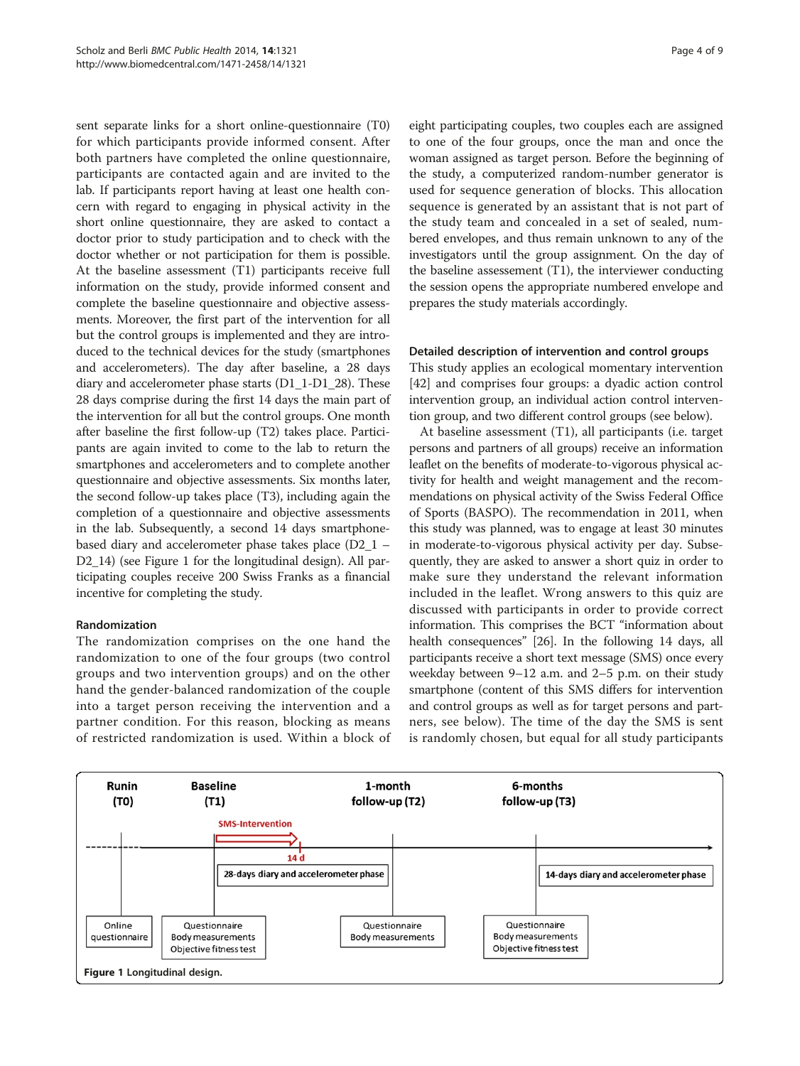sent separate links for a short online-questionnaire (T0) for which participants provide informed consent. After both partners have completed the online questionnaire, participants are contacted again and are invited to the lab. If participants report having at least one health concern with regard to engaging in physical activity in the short online questionnaire, they are asked to contact a doctor prior to study participation and to check with the doctor whether or not participation for them is possible. At the baseline assessment (T1) participants receive full information on the study, provide informed consent and complete the baseline questionnaire and objective assessments. Moreover, the first part of the intervention for all but the control groups is implemented and they are introduced to the technical devices for the study (smartphones and accelerometers). The day after baseline, a 28 days diary and accelerometer phase starts (D1_1-D1_28). These 28 days comprise during the first 14 days the main part of the intervention for all but the control groups. One month after baseline the first follow-up (T2) takes place. Participants are again invited to come to the lab to return the smartphones and accelerometers and to complete another questionnaire and objective assessments. Six months later, the second follow-up takes place (T3), including again the completion of a questionnaire and objective assessments in the lab. Subsequently, a second 14 days smartphone-based diary and accelerometer phase takes place (D2_1 – D2_14) (see Figure 1 for the longitudinal design). All participating couples receive 200 Swiss Franks as a financial incentive for completing the study.

### Randomization

The randomization comprises on the one hand the randomization to one of the four groups (two control groups and two intervention groups) and on the other hand the gender-balanced randomization of the couple into a target person receiving the intervention and a partner condition. For this reason, blocking as means of restricted randomization is used. Within a block of eight participating couples, two couples each are assigned to one of the four groups, once the man and once the woman assigned as target person. Before the beginning of the study, a computerized random-number generator is used for sequence generation of blocks. This allocation sequence is generated by an assistant that is not part of the study team and concealed in a set of sealed, numbered envelopes, and thus remain unknown to any of the investigators until the group assignment. On the day of the baseline assessement (T1), the interviewer conducting the session opens the appropriate numbered envelope and prepares the study materials accordingly.

### Detailed description of intervention and control groups

This study applies an ecological momentary intervention [42] and comprises four groups: a dyadic action control intervention group, an individual action control intervention group, and two different control groups (see below).

At baseline assessment (T1), all participants (i.e. target persons and partners of all groups) receive an information leaflet on the benefits of moderate-to-vigorous physical activity for health and weight management and the recommendations on physical activity of the Swiss Federal Office of Sports (BASPO). The recommendation in 2011, when this study was planned, was to engage at least 30 minutes in moderate-to-vigorous physical activity per day. Subsequently, they are asked to answer a short quiz in order to make sure they understand the relevant information included in the leaflet. Wrong answers to this quiz are discussed with participants in order to provide correct information. This comprises the BCT "information about health consequences" [26]. In the following 14 days, all participants receive a short text message (SMS) once every weekday between 9–12 a.m. and 2–5 p.m. on their study smartphone (content of this SMS differs for intervention and control groups as well as for target persons and partners, see below). The time of the day the SMS is sent is randomly chosen, but equal for all study participants

| Runin (T0) | Baseline (T1) | 1-month follow-up (T2) | 6-months follow-up (T3) |
|---|---|---|---|
| | SMS-Intervention (14 d); 28-days diary and accelerometer phase | | 14-days diary and accelerometer phase |
| Online questionnaire | Questionnaire, Body measurements, Objective fitness test | Questionnaire, Body measurements | Questionnaire, Body measurements, Objective fitness test |

**Figure 1** Longitudinal design.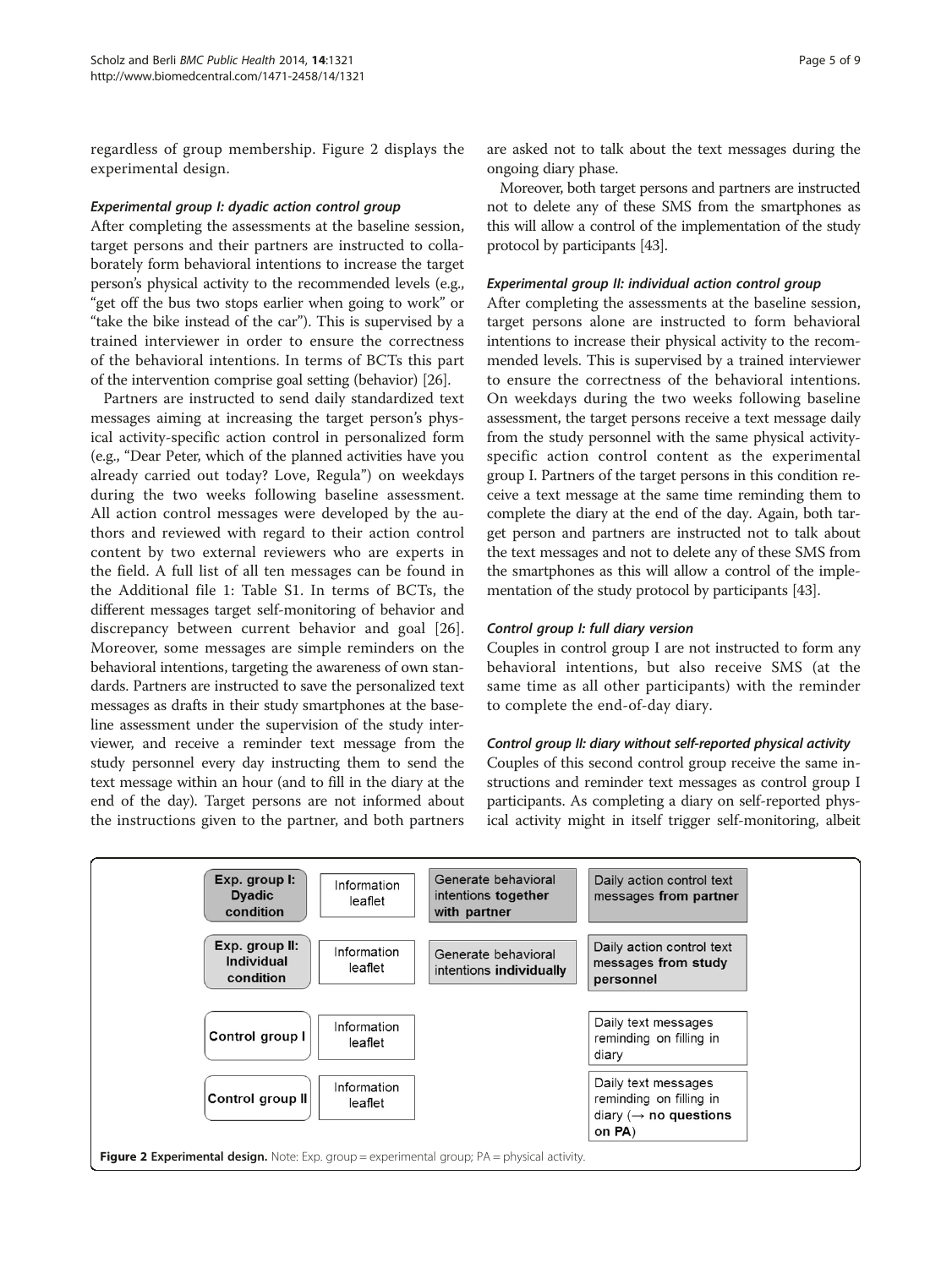regardless of group membership. Figure 2 displays the experimental design.

#### *Experimental group I: dyadic action control group*

After completing the assessments at the baseline session, target persons and their partners are instructed to collaboratively form behavioral intentions to increase the target person's physical activity to the recommended levels (e.g., "get off the bus two stops earlier when going to work" or "take the bike instead of the car"). This is supervised by a trained interviewer in order to ensure the correctness of the behavioral intentions. In terms of BCTs this part of the intervention comprise goal setting (behavior) [26].

Partners are instructed to send daily standardized text messages aiming at increasing the target person's physical activity-specific action control in personalized form (e.g., "Dear Peter, which of the planned activities have you already carried out today? Love, Regula") on weekdays during the two weeks following baseline assessment. All action control messages were developed by the authors and reviewed with regard to their action control content by two external reviewers who are experts in the field. A full list of all ten messages can be found in the Additional file 1: Table S1. In terms of BCTs, the different messages target self-monitoring of behavior and discrepancy between current behavior and goal [26]. Moreover, some messages are simple reminders on the behavioral intentions, targeting the awareness of own standards. Partners are instructed to save the personalized text messages as drafts in their study smartphones at the baseline assessment under the supervision of the study interviewer, and receive a reminder text message from the study personnel every day instructing them to send the text message within an hour (and to fill in the diary at the end of the day). Target persons are not informed about the instructions given to the partner, and both partners are asked not to talk about the text messages during the ongoing diary phase.

Moreover, both target persons and partners are instructed not to delete any of these SMS from the smartphones as this will allow a control of the implementation of the study protocol by participants [43].

#### *Experimental group II: individual action control group*

After completing the assessments at the baseline session, target persons alone are instructed to form behavioral intentions to increase their physical activity to the recommended levels. This is supervised by a trained interviewer to ensure the correctness of the behavioral intentions. On weekdays during the two weeks following baseline assessment, the target persons receive a text message daily from the study personnel with the same physical activity-specific action control content as the experimental group I. Partners of the target persons in this condition receive a text message at the same time reminding them to complete the diary at the end of the day. Again, both target person and partners are instructed not to talk about the text messages and not to delete any of these SMS from the smartphones as this will allow a control of the implementation of the study protocol by participants [43].

#### *Control group I: full diary version*

Couples in control group I are not instructed to form any behavioral intentions, but also receive SMS (at the same time as all other participants) with the reminder to complete the end-of-day diary.

#### *Control group II: diary without self-reported physical activity*

Couples of this second control group receive the same instructions and reminder text messages as control group I participants. As completing a diary on self-reported physical activity might in itself trigger self-monitoring, albeit

| | | | |
|---|---|---|---|
| **Exp. group I: Dyadic condition** | Information leaflet | Generate behavioral intentions **together with partner** | Daily action control text messages **from partner** |
| **Exp. group II: Individual condition** | Information leaflet | Generate behavioral intentions **individually** | Daily action control text messages **from study personnel** |
| **Control group I** | Information leaflet | | Daily text messages reminding on filling in diary |
| **Control group II** | Information leaflet | | Daily text messages reminding on filling in diary (→ **no questions on PA**) |

**Figure 2 Experimental design.** Note: Exp. group = experimental group; PA = physical activity.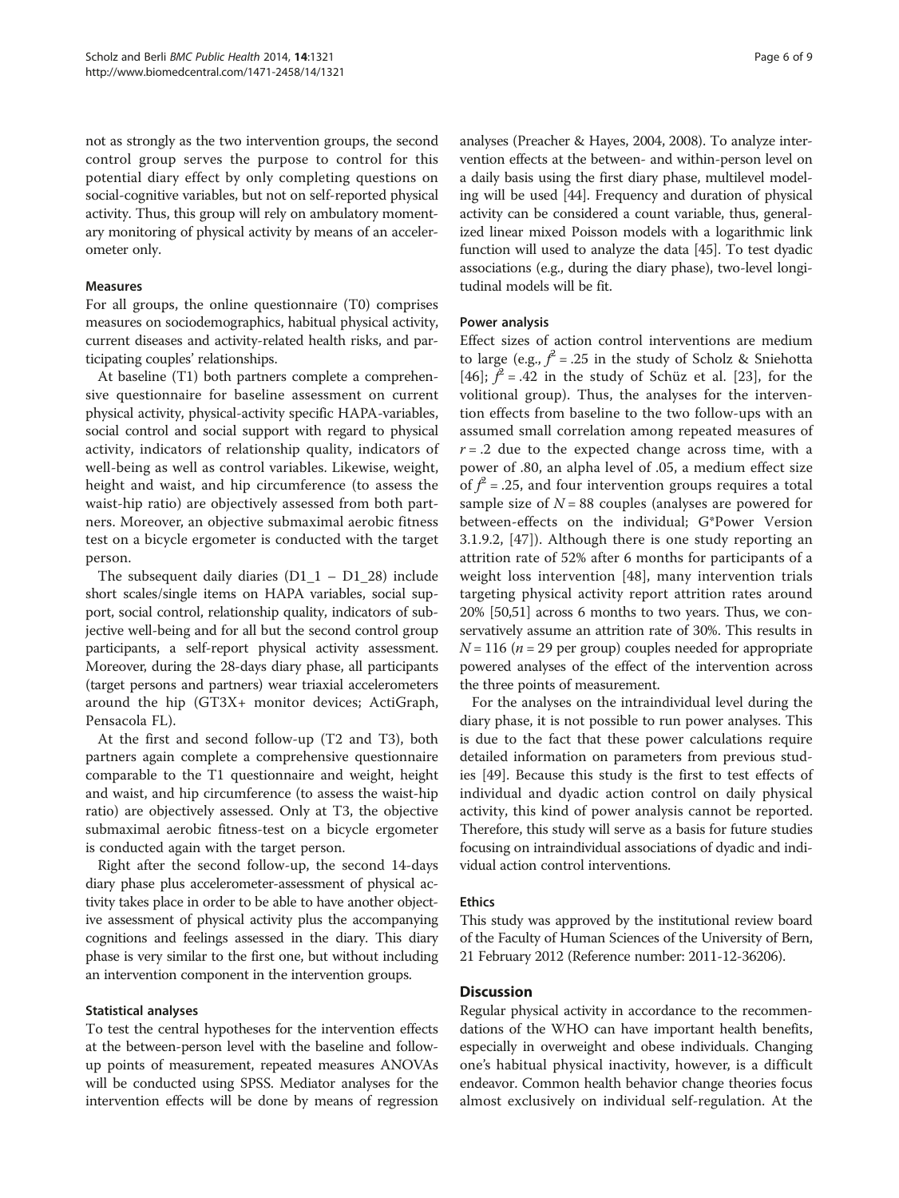not as strongly as the two intervention groups, the second control group serves the purpose to control for this potential diary effect by only completing questions on social-cognitive variables, but not on self-reported physical activity. Thus, this group will rely on ambulatory momentary monitoring of physical activity by means of an accelerometer only.

### Measures

For all groups, the online questionnaire (T0) comprises measures on sociodemographics, habitual physical activity, current diseases and activity-related health risks, and participating couples' relationships.

At baseline (T1) both partners complete a comprehensive questionnaire for baseline assessment on current physical activity, physical-activity specific HAPA-variables, social control and social support with regard to physical activity, indicators of relationship quality, indicators of well-being as well as control variables. Likewise, weight, height and waist, and hip circumference (to assess the waist-hip ratio) are objectively assessed from both partners. Moreover, an objective submaximal aerobic fitness test on a bicycle ergometer is conducted with the target person.

The subsequent daily diaries (D1_1 – D1_28) include short scales/single items on HAPA variables, social support, social control, relationship quality, indicators of subjective well-being and for all but the second control group participants, a self-report physical activity assessment. Moreover, during the 28-days diary phase, all participants (target persons and partners) wear triaxial accelerometers around the hip (GT3X+ monitor devices; ActiGraph, Pensacola FL).

At the first and second follow-up (T2 and T3), both partners again complete a comprehensive questionnaire comparable to the T1 questionnaire and weight, height and waist, and hip circumference (to assess the waist-hip ratio) are objectively assessed. Only at T3, the objective submaximal aerobic fitness-test on a bicycle ergometer is conducted again with the target person.

Right after the second follow-up, the second 14-days diary phase plus accelerometer-assessment of physical activity takes place in order to be able to have another objective assessment of physical activity plus the accompanying cognitions and feelings assessed in the diary. This diary phase is very similar to the first one, but without including an intervention component in the intervention groups.

### Statistical analyses

To test the central hypotheses for the intervention effects at the between-person level with the baseline and follow-up points of measurement, repeated measures ANOVAs will be conducted using SPSS. Mediator analyses for the intervention effects will be done by means of regression analyses (Preacher & Hayes, 2004, 2008). To analyze intervention effects at the between- and within-person level on a daily basis using the first diary phase, multilevel modeling will be used [44]. Frequency and duration of physical activity can be considered a count variable, thus, generalized linear mixed Poisson models with a logarithmic link function will used to analyze the data [45]. To test dyadic associations (e.g., during the diary phase), two-level longitudinal models will be fit.

### Power analysis

Effect sizes of action control interventions are medium to large (e.g., $f^2 = .25$ in the study of Scholz & Sniehotta [46]; $f^2 = .42$ in the study of Schüz et al. [23], for the volitional group). Thus, the analyses for the intervention effects from baseline to the two follow-ups with an assumed small correlation among repeated measures of $r = .2$ due to the expected change across time, with a power of .80, an alpha level of .05, a medium effect size of $f^2 = .25$, and four intervention groups requires a total sample size of $N = 88$ couples (analyses are powered for between-effects on the individual; G*Power Version 3.1.9.2, [47]). Although there is one study reporting an attrition rate of 52% after 6 months for participants of a weight loss intervention [48], many intervention trials targeting physical activity report attrition rates around 20% [50,51] across 6 months to two years. Thus, we conservatively assume an attrition rate of 30%. This results in $N = 116$ ($n = 29$ per group) couples needed for appropriate powered analyses of the effect of the intervention across the three points of measurement.

For the analyses on the intraindividual level during the diary phase, it is not possible to run power analyses. This is due to the fact that these power calculations require detailed information on parameters from previous studies [49]. Because this study is the first to test effects of individual and dyadic action control on daily physical activity, this kind of power analysis cannot be reported. Therefore, this study will serve as a basis for future studies focusing on intraindividual associations of dyadic and individual action control interventions.

### Ethics

This study was approved by the institutional review board of the Faculty of Human Sciences of the University of Bern, 21 February 2012 (Reference number: 2011-12-36206).

## Discussion

Regular physical activity in accordance to the recommendations of the WHO can have important health benefits, especially in overweight and obese individuals. Changing one's habitual physical inactivity, however, is a difficult endeavor. Common health behavior change theories focus almost exclusively on individual self-regulation. At the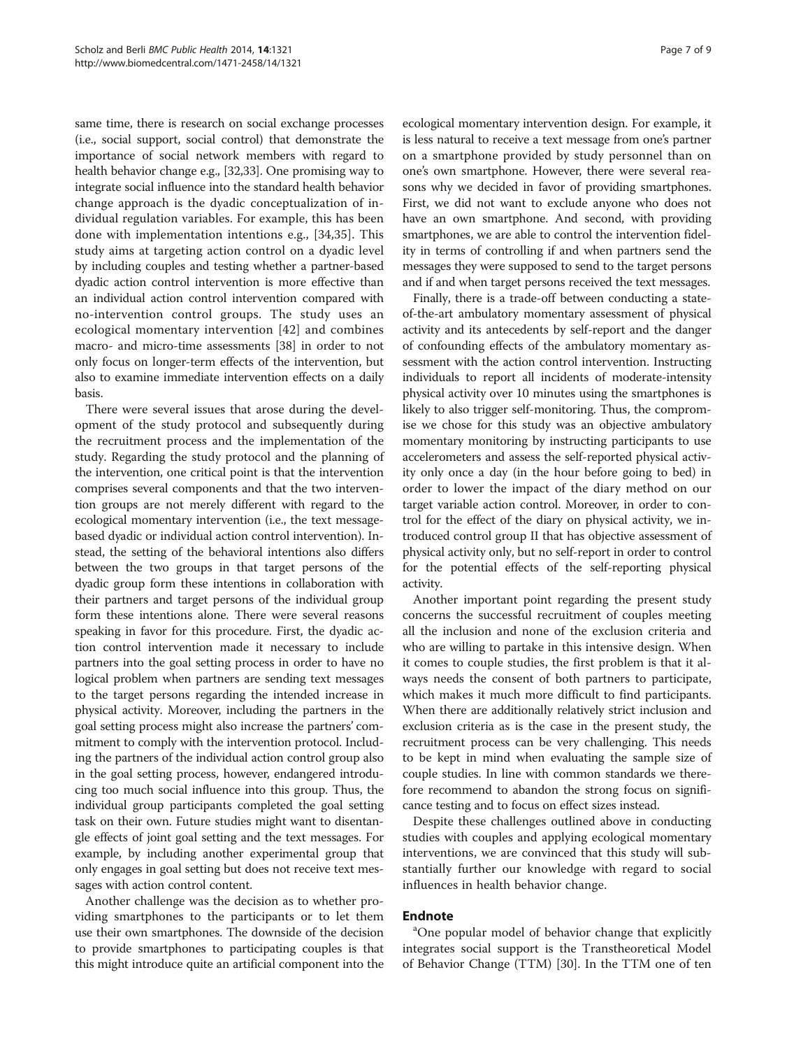same time, there is research on social exchange processes (i.e., social support, social control) that demonstrate the importance of social network members with regard to health behavior change e.g., [32,33]. One promising way to integrate social influence into the standard health behavior change approach is the dyadic conceptualization of individual regulation variables. For example, this has been done with implementation intentions e.g., [34,35]. This study aims at targeting action control on a dyadic level by including couples and testing whether a partner-based dyadic action control intervention is more effective than an individual action control intervention compared with no-intervention control groups. The study uses an ecological momentary intervention [42] and combines macro- and micro-time assessments [38] in order to not only focus on longer-term effects of the intervention, but also to examine immediate intervention effects on a daily basis.

There were several issues that arose during the development of the study protocol and subsequently during the recruitment process and the implementation of the study. Regarding the study protocol and the planning of the intervention, one critical point is that the intervention comprises several components and that the two intervention groups are not merely different with regard to the ecological momentary intervention (i.e., the text message-based dyadic or individual action control intervention). Instead, the setting of the behavioral intentions also differs between the two groups in that target persons of the dyadic group form these intentions in collaboration with their partners and target persons of the individual group form these intentions alone. There were several reasons speaking in favor for this procedure. First, the dyadic action control intervention made it necessary to include partners into the goal setting process in order to have no logical problem when partners are sending text messages to the target persons regarding the intended increase in physical activity. Moreover, including the partners in the goal setting process might also increase the partners' commitment to comply with the intervention protocol. Including the partners of the individual action control group also in the goal setting process, however, endangered introducing too much social influence into this group. Thus, the individual group participants completed the goal setting task on their own. Future studies might want to disentangle effects of joint goal setting and the text messages. For example, by including another experimental group that only engages in goal setting but does not receive text messages with action control content.

Another challenge was the decision as to whether providing smartphones to the participants or to let them use their own smartphones. The downside of the decision to provide smartphones to participating couples is that this might introduce quite an artificial component into the ecological momentary intervention design. For example, it is less natural to receive a text message from one's partner on a smartphone provided by study personnel than on one's own smartphone. However, there were several reasons why we decided in favor of providing smartphones. First, we did not want to exclude anyone who does not have an own smartphone. And second, with providing smartphones, we are able to control the intervention fidelity in terms of controlling if and when partners send the messages they were supposed to send to the target persons and if and when target persons received the text messages.

Finally, there is a trade-off between conducting a state-of-the-art ambulatory momentary assessment of physical activity and its antecedents by self-report and the danger of confounding effects of the ambulatory momentary assessment with the action control intervention. Instructing individuals to report all incidents of moderate-intensity physical activity over 10 minutes using the smartphones is likely to also trigger self-monitoring. Thus, the compromise we chose for this study was an objective ambulatory momentary monitoring by instructing participants to use accelerometers and assess the self-reported physical activity only once a day (in the hour before going to bed) in order to lower the impact of the diary method on our target variable action control. Moreover, in order to control for the effect of the diary on physical activity, we introduced control group II that has objective assessment of physical activity only, but no self-report in order to control for the potential effects of the self-reporting physical activity.

Another important point regarding the present study concerns the successful recruitment of couples meeting all the inclusion and none of the exclusion criteria and who are willing to partake in this intensive design. When it comes to couple studies, the first problem is that it always needs the consent of both partners to participate, which makes it much more difficult to find participants. When there are additionally relatively strict inclusion and exclusion criteria as is the case in the present study, the recruitment process can be very challenging. This needs to be kept in mind when evaluating the sample size of couple studies. In line with common standards we therefore recommend to abandon the strong focus on significance testing and to focus on effect sizes instead.

Despite these challenges outlined above in conducting studies with couples and applying ecological momentary interventions, we are convinced that this study will substantially further our knowledge with regard to social influences in health behavior change.

## Endnote

[a]One popular model of behavior change that explicitly integrates social support is the Transtheoretical Model of Behavior Change (TTM) [30]. In the TTM one of ten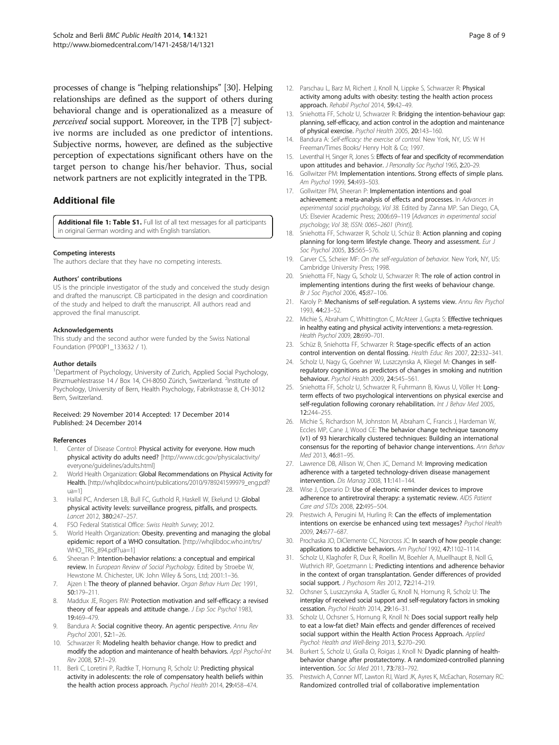processes of change is "helping relationships" [30]. Helping relationships are defined as the support of others during behavioral change and is operationalized as a measure of *perceived* social support. Moreover, in the TPB [7] subjective norms are included as one predictor of intentions. Subjective norms, however, are defined as the subjective perception of expectations significant others have on the target person to change his/her behavior. Thus, social network partners are not explicitly integrated in the TPB.

## Additional file

**Additional file 1: Table S1.** Full list of all text messages for all participants in original German wording and with English translation.

#### Competing interests

The authors declare that they have no competing interests.

#### Authors' contributions

US is the principle investigator of the study and conceived the study design and drafted the manuscript. CB participated in the design and coordination of the study and helped to draft the manuscript. All authors read and approved the final manuscript.

#### Acknowledgements

This study and the second author were funded by the Swiss National Foundation (PP00P1_133632 / 1).

#### Author details

[1]Department of Psychology, University of Zurich, Applied Social Psychology, Binzmuehlestrasse 14 / Box 14, CH-8050 Zürich, Switzerland. [2]Institute of Psychology, University of Bern, Health Psychology, Fabrikstrasse 8, CH-3012 Bern, Switzerland.

Received: 29 November 2014 Accepted: 17 December 2014
Published: 24 December 2014

#### References

1. Center of Disease Control: **Physical activity for everyone. How much physical activity do adults need?** [http://www.cdc.gov/physicalactivity/everyone/guidelines/adults.html]
2. World Health Organization: **Global Recommendations on Physical Activity for Health.** [http://whqlibdoc.who.int/publications/2010/9789241599979_eng.pdf?ua=1]
3. Hallal PC, Andersen LB, Bull FC, Guthold R, Haskell W, Ekelund U: **Global physical activity levels: surveillance progress, pitfalls, and prospects.** *Lancet* 2012, **380:**247–257.
4. FSO Federal Statistical Office: *Swiss Health Survey*; 2012.
5. World Health Organization: **Obesity. preventing and managing the global epidemic: report of a WHO consultation.** [http://whqlibdoc.who.int/trs/WHO_TRS_894.pdf?ua=1]
6. Sheeran P: **Intention-behavior relations: a conceptual and empirical review.** In *European Review of Social Psychology.* Edited by Stroebe W, Hewstone M. Chichester, UK: John Wiley & Sons, Ltd; 2001:1–36.
7. Ajzen I: **The theory of planned behavior.** *Organ Behav Hum Dec* 1991, **50:**179–211.
8. Maddux JE, Rogers RW: **Protection motivation and self-efficacy: a revised theory of fear appeals and attitude change.** *J Exp Soc Psychol* 1983, **19:**469–479.
9. Bandura A: **Social cognitive theory. An agentic perspective.** *Annu Rev Psychol* 2001, **52:**1–26.
10. Schwarzer R: **Modeling health behavior change. How to predict and modify the adoption and maintenance of health behaviors.** *Appl Psychol-Int Rev* 2008, **57:**1–29.
11. Berli C, Loretini P, Radtke T, Hornung R, Scholz U: **Predicting physical activity in adolescents: the role of compensatory health beliefs within the health action process approach.** *Psychol Health* 2014, **29:**458–474.
12. Parschau L, Barz M, Richert J, Knoll N, Lippke S, Schwarzer R: **Physical activity among adults with obesity: testing the health action process approach.** *Rehabil Psychol* 2014, **59:**42–49.
13. Sniehotta FF, Scholz U, Schwarzer R: **Bridging the intention-behaviour gap: planning, self-efficacy, and action control in the adoption and maintenance of physical exercise.** *Psychol Health* 2005, **20:**143–160.
14. Bandura A: *Self-efficacy: the exercise of control.* New York, NY, US: W H Freeman/Times Books/ Henry Holt & Co; 1997.
15. Leventhal H, Singer R, Jones S: **Effects of fear and specificity of recommendation upon attitudes and behavior.** *J Personality Soc Psychol* 1965, **2:**20–29.
16. Gollwitzer PM: **Implementation intentions. Strong effects of simple plans.** *Am Psychol* 1999, **54:**493–503.
17. Gollwitzer PM, Sheeran P: **Implementation intentions and goal achievement: a meta-analysis of effects and processes.** In *Advances in experimental social psychology, Vol 38.* Edited by Zanna MP. San Diego, CA, US: Elsevier Academic Press; 2006:69–119 [*Advances in experimental social psychology; Vol 38; ISSN: 0065–2601* (*Print*)].
18. Sniehotta FF, Schwarzer R, Scholz U, Schüz B: **Action planning and coping planning for long-term lifestyle change. Theory and assessment.** *Eur J Soc Psychol* 2005, **35:**565–576.
19. Carver CS, Scheier MF: *On the self-regulation of behavior.* New York, NY, US: Cambridge University Press; 1998.
20. Sniehotta FF, Nagy G, Scholz U, Schwarzer R: **The role of action control in implementing intentions during the first weeks of behaviour change.** *Br J Soc Psychol* 2006, **45:**87–106.
21. Karoly P: **Mechanisms of self-regulation. A systems view.** *Annu Rev Psychol* 1993, **44:**23–52.
22. Michie S, Abraham C, Whittington C, McAteer J, Gupta S: **Effective techniques in healthy eating and physical activity interventions: a meta-regression.** *Health Psychol* 2009, **28:**690–701.
23. Schüz B, Sniehotta FF, Schwarzer R: **Stage-specific effects of an action control intervention on dental flossing.** *Health Educ Res* 2007, **22:**332–341.
24. Scholz U, Nagy G, Goehner W, Luszczynska A, Kliegel M: **Changes in self-regulatory cognitions as predictors of changes in smoking and nutrition behaviour.** *Psychol Health* 2009, **24:**545–561.
25. Sniehotta FF, Scholz U, Schwarzer R, Fuhrmann B, Kiwus U, Völler H: **Long-term effects of two psychological interventions on physical exercise and self-regulation following coronary rehabilitation.** *Int J Behav Med* 2005, **12:**244–255.
26. Michie S, Richardson M, Johnston M, Abraham C, Francis J, Hardeman W, Eccles MP, Cane J, Wood CE: **The behavior change technique taxonomy (v1) of 93 hierarchically clustered techniques: Building an international consensus for the reporting of behavior change interventions.** *Ann Behav Med* 2013, **46:**81–95.
27. Lawrence DB, Allison W, Chen JC, Demand M: **Improving medication adherence with a targeted technology-driven disease management intervention.** *Dis Manag* 2008, **11:**141–144.
28. Wise J, Operario D: **Use of electronic reminder devices to improve adherence to antiretroviral therapy: a systematic review.** *AIDS Patient Care and STDs* 2008, **22:**495–504.
29. Prestwich A, Perugini M, Hurling R: **Can the effects of implementation intentions on exercise be enhanced using text messages?** *Psychol Health* 2009, **24:**677–687.
30. Prochaska JO, DiClemente CC, Norcross JC: **In search of how people change: applications to addictive behaviors.** *Am Psychol* 1992, **47:**1102–1114.
31. Scholz U, Klaghofer R, Dux R, Roellin M, Boehler A, Muellhaupt B, Noll G, Wuthrich RP, Goetzmann L: **Predicting intentions and adherence behavior in the context of organ transplantation. Gender differences of provided social support.** *J Psychosom Res* 2012, **72:**214–219.
32. Ochsner S, Luszczynska A, Stadler G, Knoll N, Hornung R, Scholz U: **The interplay of received social support and self-regulatory factors in smoking cessation.** *Psychol Health* 2014, **29:**16–31.
33. Scholz U, Ochsner S, Hornung R, Knoll N: **Does social support really help to eat a low-fat diet? Main effects and gender differences of received social support within the Health Action Process Approach.** *Applied Psychol: Health and Well-Being* 2013, **5:**270–290.
34. Burkert S, Scholz U, Gralla O, Roigas J, Knoll N: **Dyadic planning of health-behavior change after prostatectomy. A randomized-controlled planning intervention.** *Soc Sci Med* 2011, **73:**783–792.
35. Prestwich A, Conner MT, Lawton RJ, Ward JK, Ayres K, McEachan, Rosemary RC: **Randomized controlled trial of collaborative implementation**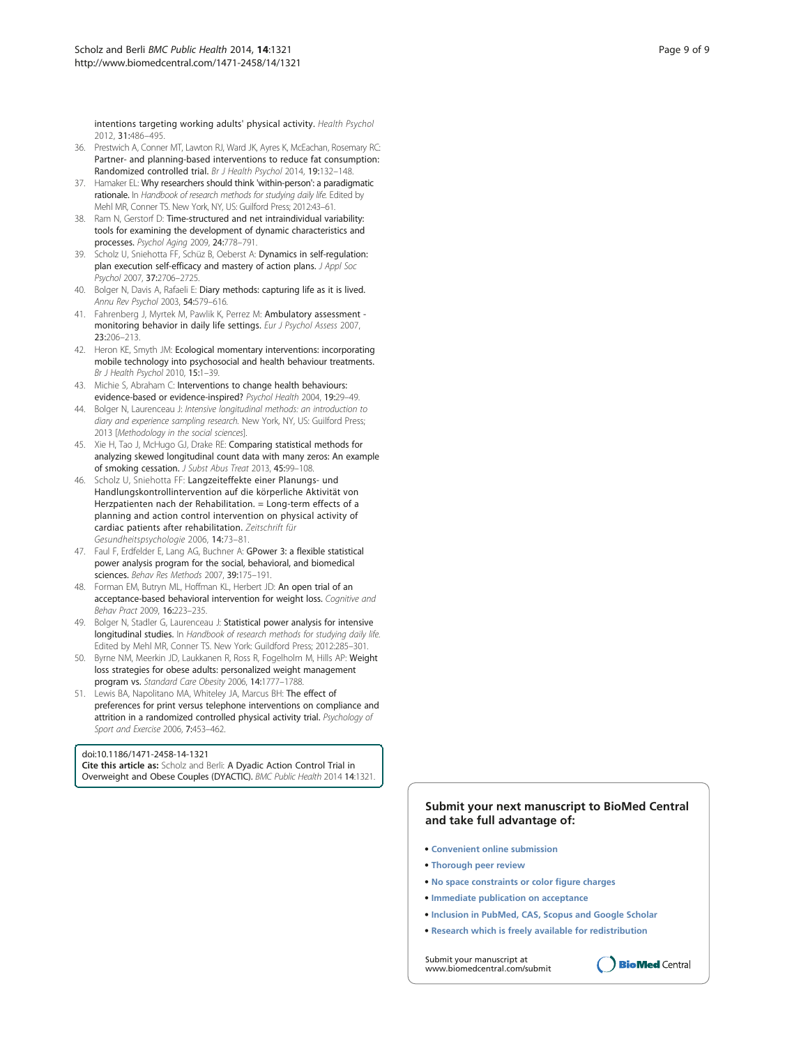intentions targeting working adults' physical activity. *Health Psychol* 2012, **31:**486–495.

36. Prestwich A, Conner MT, Lawton RJ, Ward JK, Ayres K, McEachan, Rosemary RC: **Partner- and planning-based interventions to reduce fat consumption: Randomized controlled trial.** *Br J Health Psychol* 2014, **19:**132–148.
37. Hamaker EL: **Why researchers should think 'within-person': a paradigmatic rationale.** In *Handbook of research methods for studying daily life.* Edited by Mehl MR, Conner TS. New York, NY, US: Guilford Press; 2012:43–61.
38. Ram N, Gerstorf D: **Time-structured and net intraindividual variability: tools for examining the development of dynamic characteristics and processes.** *Psychol Aging* 2009, **24:**778–791.
39. Scholz U, Sniehotta FF, Schüz B, Oeberst A: **Dynamics in self-regulation: plan execution self-efficacy and mastery of action plans.** *J Appl Soc Psychol* 2007, **37:**2706–2725.
40. Bolger N, Davis A, Rafaeli E: **Diary methods: capturing life as it is lived.** *Annu Rev Psychol* 2003, **54:**579–616.
41. Fahrenberg J, Myrtek M, Pawlik K, Perrez M: **Ambulatory assessment - monitoring behavior in daily life settings.** *Eur J Psychol Assess* 2007, **23:**206–213.
42. Heron KE, Smyth JM: **Ecological momentary interventions: incorporating mobile technology into psychosocial and health behaviour treatments.** *Br J Health Psychol* 2010, **15:**1–39.
43. Michie S, Abraham C: **Interventions to change health behaviours: evidence-based or evidence-inspired?** *Psychol Health* 2004, **19:**29–49.
44. Bolger N, Laurenceau J: *Intensive longitudinal methods: an introduction to diary and experience sampling research.* New York, NY, US: Guilford Press; 2013 [*Methodology in the social sciences*].
45. Xie H, Tao J, McHugo GJ, Drake RE: **Comparing statistical methods for analyzing skewed longitudinal count data with many zeros: An example of smoking cessation.** *J Subst Abus Treat* 2013, **45:**99–108.
46. Scholz U, Sniehotta FF: **Langzeiteffekte einer Planungs- und Handlungskontrollintervention auf die körperliche Aktivität von Herzpatienten nach der Rehabilitation. = Long-term effects of a planning and action control intervention on physical activity of cardiac patients after rehabilitation.** *Zeitschrift für Gesundheitspsychologie* 2006, **14:**73–81.
47. Faul F, Erdfelder E, Lang AG, Buchner A: **GPower 3: a flexible statistical power analysis program for the social, behavioral, and biomedical sciences.** *Behav Res Methods* 2007, **39:**175–191.
48. Forman EM, Butryn ML, Hoffman KL, Herbert JD: **An open trial of an acceptance-based behavioral intervention for weight loss.** *Cognitive and Behav Pract* 2009, **16:**223–235.
49. Bolger N, Stadler G, Laurenceau J: **Statistical power analysis for intensive longitudinal studies.** In *Handbook of research methods for studying daily life.* Edited by Mehl MR, Conner TS. New York: Guildford Press; 2012:285–301.
50. Byrne NM, Meerkin JD, Laukkanen R, Ross R, Fogelholm M, Hills AP: **Weight loss strategies for obese adults: personalized weight management program vs.** *Standard Care Obesity* 2006, **14:**1777–1788.
51. Lewis BA, Napolitano MA, Whiteley JA, Marcus BH: **The effect of preferences for print versus telephone interventions on compliance and attrition in a randomized controlled physical activity trial.** *Psychology of Sport and Exercise* 2006, **7:**453–462.

doi:10.1186/1471-2458-14-1321
**Cite this article as:** Scholz and Berli: **A Dyadic Action Control Trial in Overweight and Obese Couples (DYACTIC).** *BMC Public Health* 2014 **14**:1321.

**Submit your next manuscript to BioMed Central and take full advantage of:**

- **Convenient online submission**
- **Thorough peer review**
- **No space constraints or color figure charges**
- **Immediate publication on acceptance**
- **Inclusion in PubMed, CAS, Scopus and Google Scholar**
- **Research which is freely available for redistribution**

Submit your manuscript at
www.biomedcentral.com/submit

BioMed Central